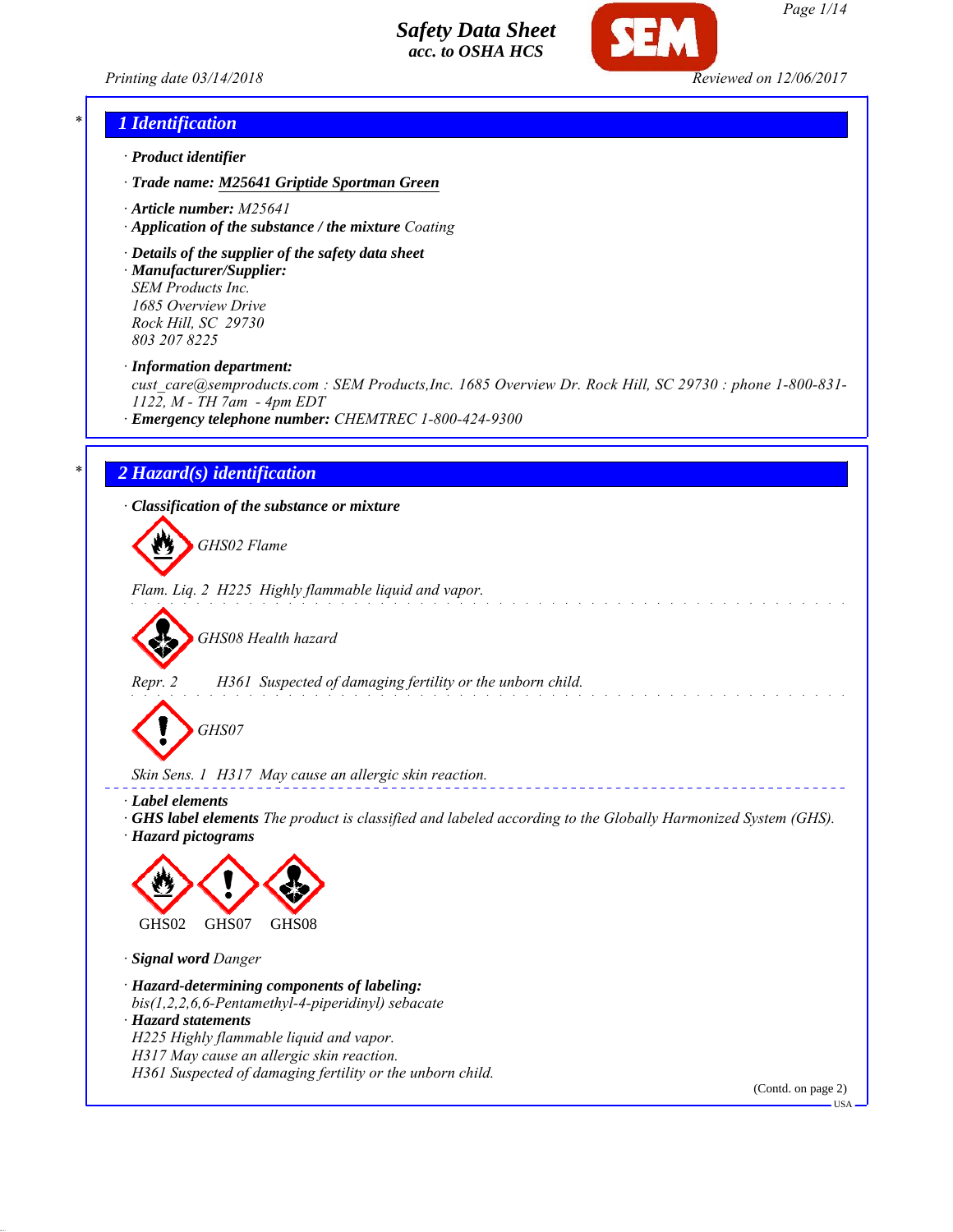# Safety Data Sheet
**acc. to OSHA HCS**

Printing date 03/14/2018 Reviewed on 12/06/2017

## 1 Identification

· **Product identifier**

· **Trade name:** **M25641 Griptide Sportman Green**

· **Article number:** M25641

· **Application of the substance / the mixture** Coating

· **Details of the supplier of the safety data sheet**

· **Manufacturer/Supplier:**
SEM Products Inc.
1685 Overview Drive
Rock Hill, SC 29730
803 207 8225

· **Information department:**
cust_care@semproducts.com : SEM Products,Inc. 1685 Overview Dr. Rock Hill, SC 29730 : phone 1-800-831-1122, M - TH 7am - 4pm EDT

· **Emergency telephone number:** CHEMTREC 1-800-424-9300

## 2 Hazard(s) identification

· **Classification of the substance or mixture**

GHS02 Flame

Flam. Liq. 2 H225 Highly flammable liquid and vapor.

GHS08 Health hazard

Repr. 2 H361 Suspected of damaging fertility or the unborn child.

GHS07

Skin Sens. 1 H317 May cause an allergic skin reaction.

· **Label elements**

· **GHS label elements** The product is classified and labeled according to the Globally Harmonized System (GHS).

· **Hazard pictograms**

GHS02 GHS07 GHS08

· **Signal word** Danger

· **Hazard-determining components of labeling:**
bis(1,2,2,6,6-Pentamethyl-4-piperidinyl) sebacate

· **Hazard statements**
H225 Highly flammable liquid and vapor.
H317 May cause an allergic skin reaction.
H361 Suspected of damaging fertility or the unborn child.

(Contd. on page 2)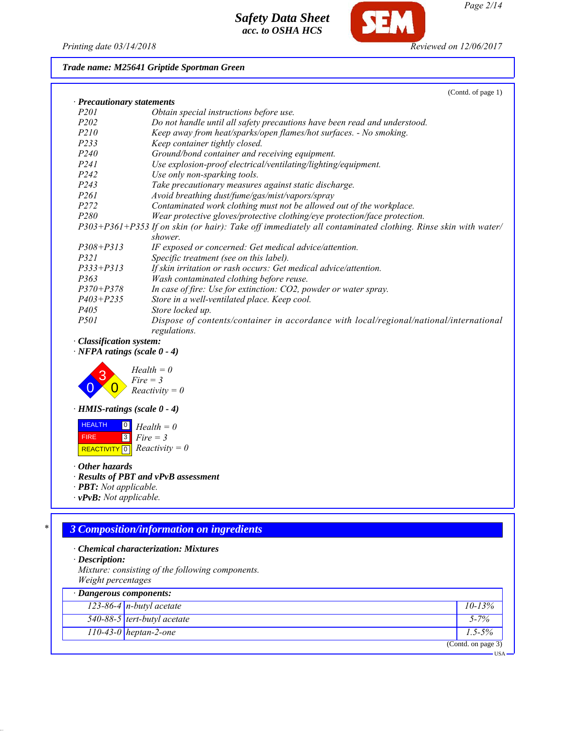**Trade name: M25641 Griptide Sportman Green**

(Contd. of page 1)

· **Precautionary statements**

| | |
|---|---|
| P201 | Obtain special instructions before use. |
| P202 | Do not handle until all safety precautions have been read and understood. |
| P210 | Keep away from heat/sparks/open flames/hot surfaces. - No smoking. |
| P233 | Keep container tightly closed. |
| P240 | Ground/bond container and receiving equipment. |
| P241 | Use explosion-proof electrical/ventilating/lighting/equipment. |
| P242 | Use only non-sparking tools. |
| P243 | Take precautionary measures against static discharge. |
| P261 | Avoid breathing dust/fume/gas/mist/vapors/spray |
| P272 | Contaminated work clothing must not be allowed out of the workplace. |
| P280 | Wear protective gloves/protective clothing/eye protection/face protection. |
| P303+P361+P353 | If on skin (or hair): Take off immediately all contaminated clothing. Rinse skin with water/shower. |
| P308+P313 | IF exposed or concerned: Get medical advice/attention. |
| P321 | Specific treatment (see on this label). |
| P333+P313 | If skin irritation or rash occurs: Get medical advice/attention. |
| P363 | Wash contaminated clothing before reuse. |
| P370+P378 | In case of fire: Use for extinction: CO2, powder or water spray. |
| P403+P235 | Store in a well-ventilated place. Keep cool. |
| P405 | Store locked up. |
| P501 | Dispose of contents/container in accordance with local/regional/national/international regulations. |

· **Classification system:**

· **NFPA ratings (scale 0 - 4)**

Health = 0
Fire = 3
Reactivity = 0

· **HMIS-ratings (scale 0 - 4)**

| | | |
|---|---|---|
| HEALTH | 0 | Health = 0 |
| FIRE | 3 | Fire = 3 |
| REACTIVITY | 0 | Reactivity = 0 |

· **Other hazards**

· **Results of PBT and vPvB assessment**

· **PBT:** Not applicable.

· **vPvB:** Not applicable.

## 3 Composition/information on ingredients

· **Chemical characterization: Mixtures**

· **Description:**

Mixture: consisting of the following components.
Weight percentages

| · Dangerous components: | | |
|---|---|---|
| 123-86-4 | n-butyl acetate | 10-13% |
| 540-88-5 | tert-butyl acetate | 5-7% |
| 110-43-0 | heptan-2-one | 1.5-5% |

(Contd. on page 3)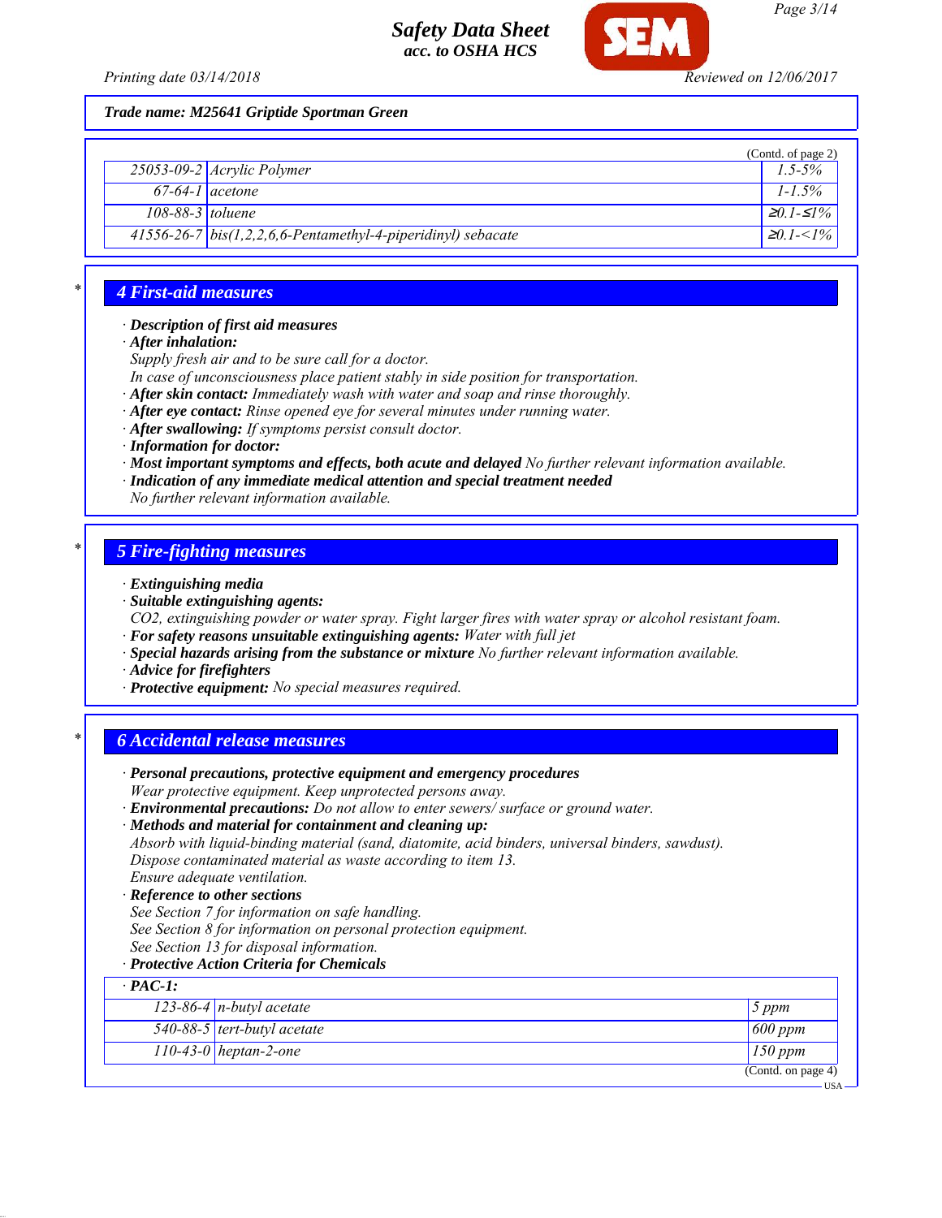**Trade name: M25641 Griptide Sportman Green**

(Contd. of page 2)

| | | |
|---|---|---|
| 25053-09-2 | Acrylic Polymer | 1.5-5% |
| 67-64-1 | acetone | 1-1.5% |
| 108-88-3 | toluene | ≥0.1-≤1% |
| 41556-26-7 | bis(1,2,2,6,6-Pentamethyl-4-piperidinyl) sebacate | ≥0.1-<1% |

## 4 First-aid measures

· **Description of first aid measures**
· **After inhalation:**
Supply fresh air and to be sure call for a doctor.
In case of unconsciousness place patient stably in side position for transportation.
· **After skin contact:** Immediately wash with water and soap and rinse thoroughly.
· **After eye contact:** Rinse opened eye for several minutes under running water.
· **After swallowing:** If symptoms persist consult doctor.
· **Information for doctor:**
· **Most important symptoms and effects, both acute and delayed** No further relevant information available.
· **Indication of any immediate medical attention and special treatment needed**
No further relevant information available.

## 5 Fire-fighting measures

· **Extinguishing media**
· **Suitable extinguishing agents:**
CO2, extinguishing powder or water spray. Fight larger fires with water spray or alcohol resistant foam.
· **For safety reasons unsuitable extinguishing agents:** Water with full jet
· **Special hazards arising from the substance or mixture** No further relevant information available.
· **Advice for firefighters**
· **Protective equipment:** No special measures required.

## 6 Accidental release measures

· **Personal precautions, protective equipment and emergency procedures**
Wear protective equipment. Keep unprotected persons away.
· **Environmental precautions:** Do not allow to enter sewers/ surface or ground water.
· **Methods and material for containment and cleaning up:**
Absorb with liquid-binding material (sand, diatomite, acid binders, universal binders, sawdust).
Dispose contaminated material as waste according to item 13.
Ensure adequate ventilation.
· **Reference to other sections**
See Section 7 for information on safe handling.
See Section 8 for information on personal protection equipment.
See Section 13 for disposal information.
· **Protective Action Criteria for Chemicals**

| · **PAC-1:** | | |
|---|---|---|
| 123-86-4 | n-butyl acetate | 5 ppm |
| 540-88-5 | tert-butyl acetate | 600 ppm |
| 110-43-0 | heptan-2-one | 150 ppm |

(Contd. on page 4)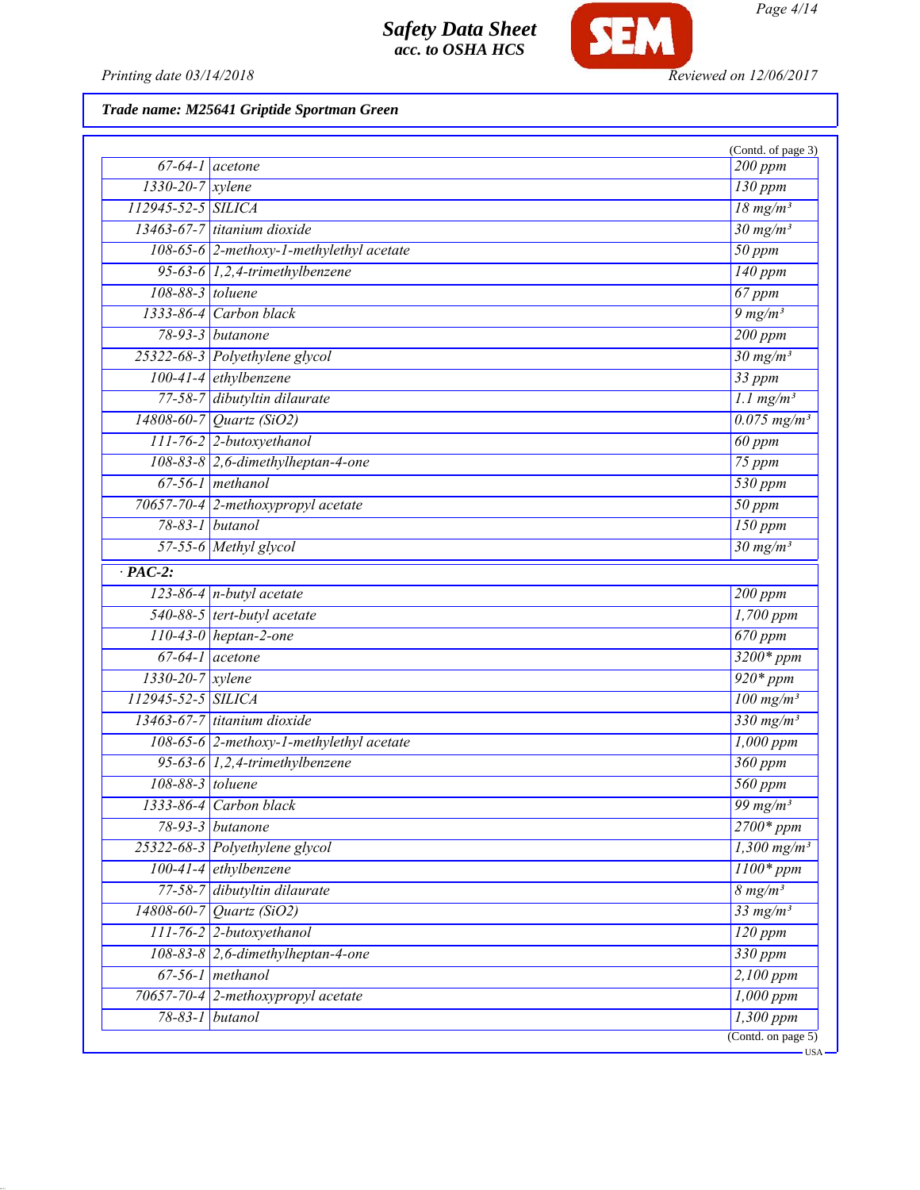**Trade name: M25641 Griptide Sportman Green**

(Contd. of page 3)

| | | |
|---|---|---|
| 67-64-1 | acetone | 200 ppm |
| 1330-20-7 | xylene | 130 ppm |
| 112945-52-5 | SILICA | 18 mg/m³ |
| 13463-67-7 | titanium dioxide | 30 mg/m³ |
| 108-65-6 | 2-methoxy-1-methylethyl acetate | 50 ppm |
| 95-63-6 | 1,2,4-trimethylbenzene | 140 ppm |
| 108-88-3 | toluene | 67 ppm |
| 1333-86-4 | Carbon black | 9 mg/m³ |
| 78-93-3 | butanone | 200 ppm |
| 25322-68-3 | Polyethylene glycol | 30 mg/m³ |
| 100-41-4 | ethylbenzene | 33 ppm |
| 77-58-7 | dibutyltin dilaurate | 1.1 mg/m³ |
| 14808-60-7 | Quartz (SiO2) | 0.075 mg/m³ |
| 111-76-2 | 2-butoxyethanol | 60 ppm |
| 108-83-8 | 2,6-dimethylheptan-4-one | 75 ppm |
| 67-56-1 | methanol | 530 ppm |
| 70657-70-4 | 2-methoxypropyl acetate | 50 ppm |
| 78-83-1 | butanol | 150 ppm |
| 57-55-6 | Methyl glycol | 30 mg/m³ |

· **PAC-2:**

| | | |
|---|---|---|
| 123-86-4 | n-butyl acetate | 200 ppm |
| 540-88-5 | tert-butyl acetate | 1,700 ppm |
| 110-43-0 | heptan-2-one | 670 ppm |
| 67-64-1 | acetone | 3200* ppm |
| 1330-20-7 | xylene | 920* ppm |
| 112945-52-5 | SILICA | 100 mg/m³ |
| 13463-67-7 | titanium dioxide | 330 mg/m³ |
| 108-65-6 | 2-methoxy-1-methylethyl acetate | 1,000 ppm |
| 95-63-6 | 1,2,4-trimethylbenzene | 360 ppm |
| 108-88-3 | toluene | 560 ppm |
| 1333-86-4 | Carbon black | 99 mg/m³ |
| 78-93-3 | butanone | 2700* ppm |
| 25322-68-3 | Polyethylene glycol | 1,300 mg/m³ |
| 100-41-4 | ethylbenzene | 1100* ppm |
| 77-58-7 | dibutyltin dilaurate | 8 mg/m³ |
| 14808-60-7 | Quartz (SiO2) | 33 mg/m³ |
| 111-76-2 | 2-butoxyethanol | 120 ppm |
| 108-83-8 | 2,6-dimethylheptan-4-one | 330 ppm |
| 67-56-1 | methanol | 2,100 ppm |
| 70657-70-4 | 2-methoxypropyl acetate | 1,000 ppm |
| 78-83-1 | butanol | 1,300 ppm |

(Contd. on page 5)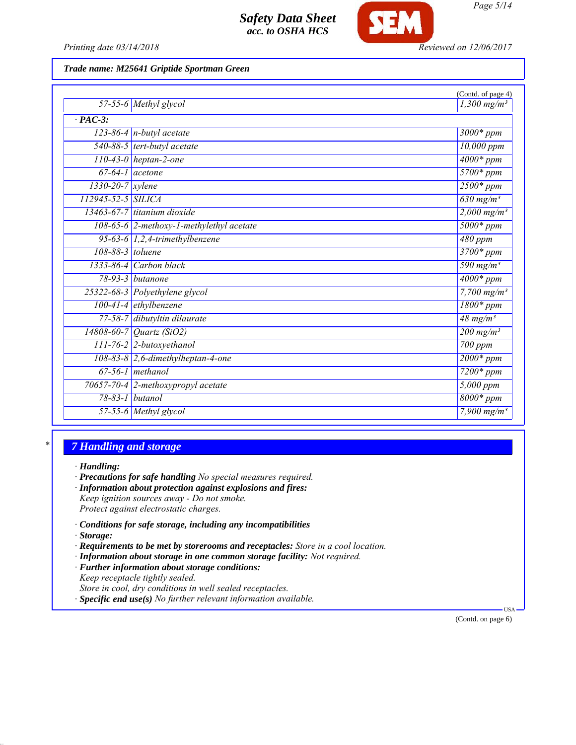*Trade name: M25641 Griptide Sportman Green*

(Contd. of page 4)

| | | |
|---|---|---|
| 57-55-6 | Methyl glycol | 1,300 mg/m³ |
| **· PAC-3:** | | |
| 123-86-4 | n-butyl acetate | 3000* ppm |
| 540-88-5 | tert-butyl acetate | 10,000 ppm |
| 110-43-0 | heptan-2-one | 4000* ppm |
| 67-64-1 | acetone | 5700* ppm |
| 1330-20-7 | xylene | 2500* ppm |
| 112945-52-5 | SILICA | 630 mg/m³ |
| 13463-67-7 | titanium dioxide | 2,000 mg/m³ |
| 108-65-6 | 2-methoxy-1-methylethyl acetate | 5000* ppm |
| 95-63-6 | 1,2,4-trimethylbenzene | 480 ppm |
| 108-88-3 | toluene | 3700* ppm |
| 1333-86-4 | Carbon black | 590 mg/m³ |
| 78-93-3 | butanone | 4000* ppm |
| 25322-68-3 | Polyethylene glycol | 7,700 mg/m³ |
| 100-41-4 | ethylbenzene | 1800* ppm |
| 77-58-7 | dibutyltin dilaurate | 48 mg/m³ |
| 14808-60-7 | Quartz (SiO2) | 200 mg/m³ |
| 111-76-2 | 2-butoxyethanol | 700 ppm |
| 108-83-8 | 2,6-dimethylheptan-4-one | 2000* ppm |
| 67-56-1 | methanol | 7200* ppm |
| 70657-70-4 | 2-methoxypropyl acetate | 5,000 ppm |
| 78-83-1 | butanol | 8000* ppm |
| 57-55-6 | Methyl glycol | 7,900 mg/m³ |

## 7 Handling and storage

· **Handling:**
· **Precautions for safe handling** No special measures required.
· **Information about protection against explosions and fires:**
Keep ignition sources away - Do not smoke.
Protect against electrostatic charges.

· **Conditions for safe storage, including any incompatibilities**
· **Storage:**
· **Requirements to be met by storerooms and receptacles:** Store in a cool location.
· **Information about storage in one common storage facility:** Not required.
· **Further information about storage conditions:**
Keep receptacle tightly sealed.
Store in cool, dry conditions in well sealed receptacles.
· **Specific end use(s)** No further relevant information available.

(Contd. on page 6)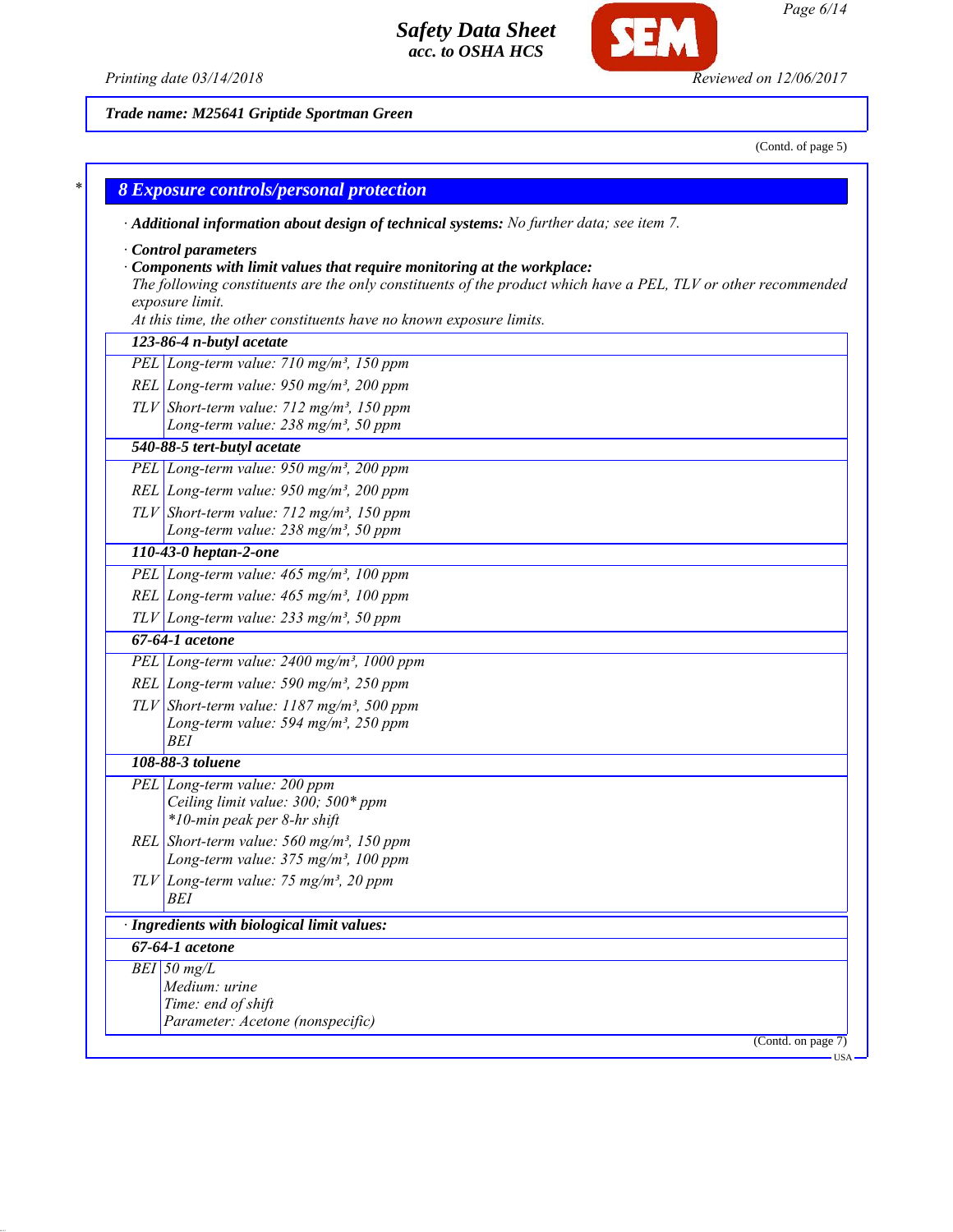Trade name: M25641 Griptide Sportman Green

(Contd. of page 5)

## 8 Exposure controls/personal protection

· **Additional information about design of technical systems:** No further data; see item 7.

· **Control parameters**

· **Components with limit values that require monitoring at the workplace:**

The following constituents are the only constituents of the product which have a PEL, TLV or other recommended exposure limit.

At this time, the other constituents have no known exposure limits.

| | |
|---|---|
| **123-86-4 n-butyl acetate** | |
| PEL | Long-term value: 710 mg/m³, 150 ppm |
| REL | Long-term value: 950 mg/m³, 200 ppm |
| TLV | Short-term value: 712 mg/m³, 150 ppm<br>Long-term value: 238 mg/m³, 50 ppm |
| **540-88-5 tert-butyl acetate** | |
| PEL | Long-term value: 950 mg/m³, 200 ppm |
| REL | Long-term value: 950 mg/m³, 200 ppm |
| TLV | Short-term value: 712 mg/m³, 150 ppm<br>Long-term value: 238 mg/m³, 50 ppm |
| **110-43-0 heptan-2-one** | |
| PEL | Long-term value: 465 mg/m³, 100 ppm |
| REL | Long-term value: 465 mg/m³, 100 ppm |
| TLV | Long-term value: 233 mg/m³, 50 ppm |
| **67-64-1 acetone** | |
| PEL | Long-term value: 2400 mg/m³, 1000 ppm |
| REL | Long-term value: 590 mg/m³, 250 ppm |
| TLV | Short-term value: 1187 mg/m³, 500 ppm<br>Long-term value: 594 mg/m³, 250 ppm<br>BEI |
| **108-88-3 toluene** | |
| PEL | Long-term value: 200 ppm<br>Ceiling limit value: 300; 500* ppm<br>*10-min peak per 8-hr shift |
| REL | Short-term value: 560 mg/m³, 150 ppm<br>Long-term value: 375 mg/m³, 100 ppm |
| TLV | Long-term value: 75 mg/m³, 20 ppm<br>BEI |

· **Ingredients with biological limit values:**

| | |
|---|---|
| **67-64-1 acetone** | |
| BEI | 50 mg/L<br>Medium: urine<br>Time: end of shift<br>Parameter: Acetone (nonspecific) |

(Contd. on page 7)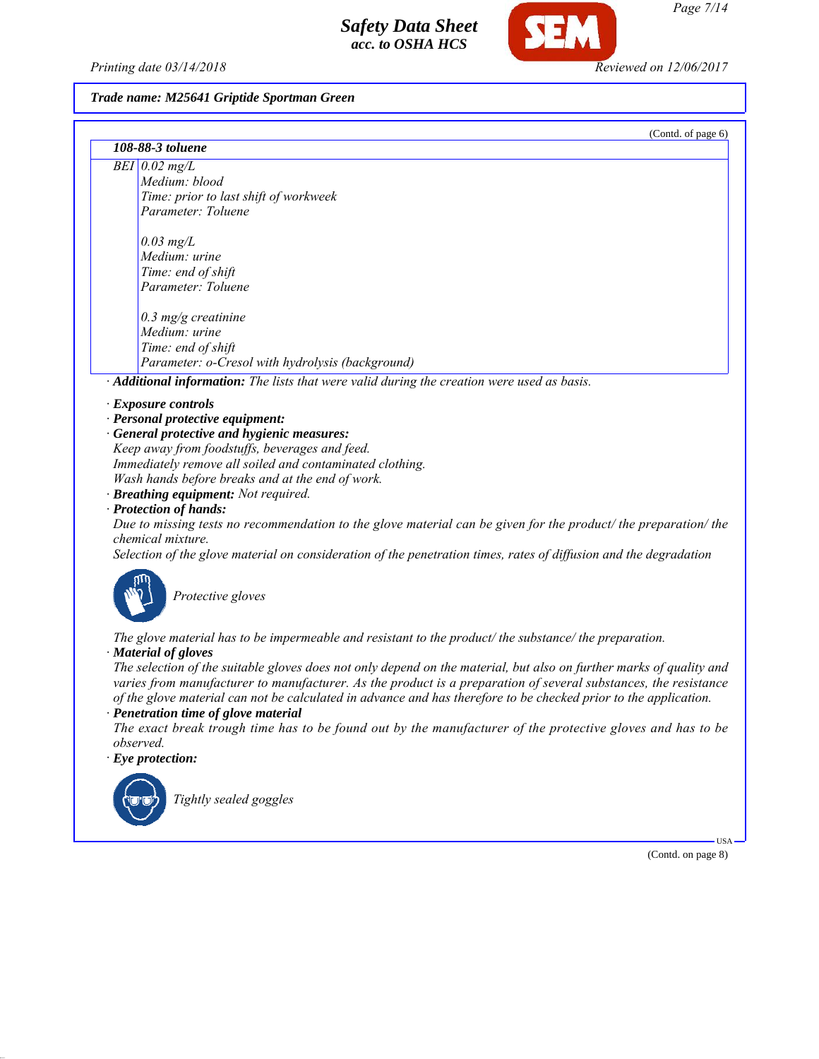**Trade name: M25641 Griptide Sportman Green**

(Contd. of page 6)

| 108-88-3 toluene | |
|---|---|
| BEI | 0.02 mg/L<br>Medium: blood<br>Time: prior to last shift of workweek<br>Parameter: Toluene<br><br>0.03 mg/L<br>Medium: urine<br>Time: end of shift<br>Parameter: Toluene<br><br>0.3 mg/g creatinine<br>Medium: urine<br>Time: end of shift<br>Parameter: o-Cresol with hydrolysis (background) |

· **Additional information:** *The lists that were valid during the creation were used as basis.*

· **Exposure controls**
· **Personal protective equipment:**
· **General protective and hygienic measures:**
*Keep away from foodstuffs, beverages and feed.*
*Immediately remove all soiled and contaminated clothing.*
*Wash hands before breaks and at the end of work.*
· **Breathing equipment:** *Not required.*
· **Protection of hands:**
*Due to missing tests no recommendation to the glove material can be given for the product/ the preparation/ the chemical mixture.*
*Selection of the glove material on consideration of the penetration times, rates of diffusion and the degradation*

*Protective gloves*

*The glove material has to be impermeable and resistant to the product/ the substance/ the preparation.*
· **Material of gloves**
*The selection of the suitable gloves does not only depend on the material, but also on further marks of quality and varies from manufacturer to manufacturer. As the product is a preparation of several substances, the resistance of the glove material can not be calculated in advance and has therefore to be checked prior to the application.*
· **Penetration time of glove material**
*The exact break trough time has to be found out by the manufacturer of the protective gloves and has to be observed.*
· **Eye protection:**

*Tightly sealed goggles*

(Contd. on page 8)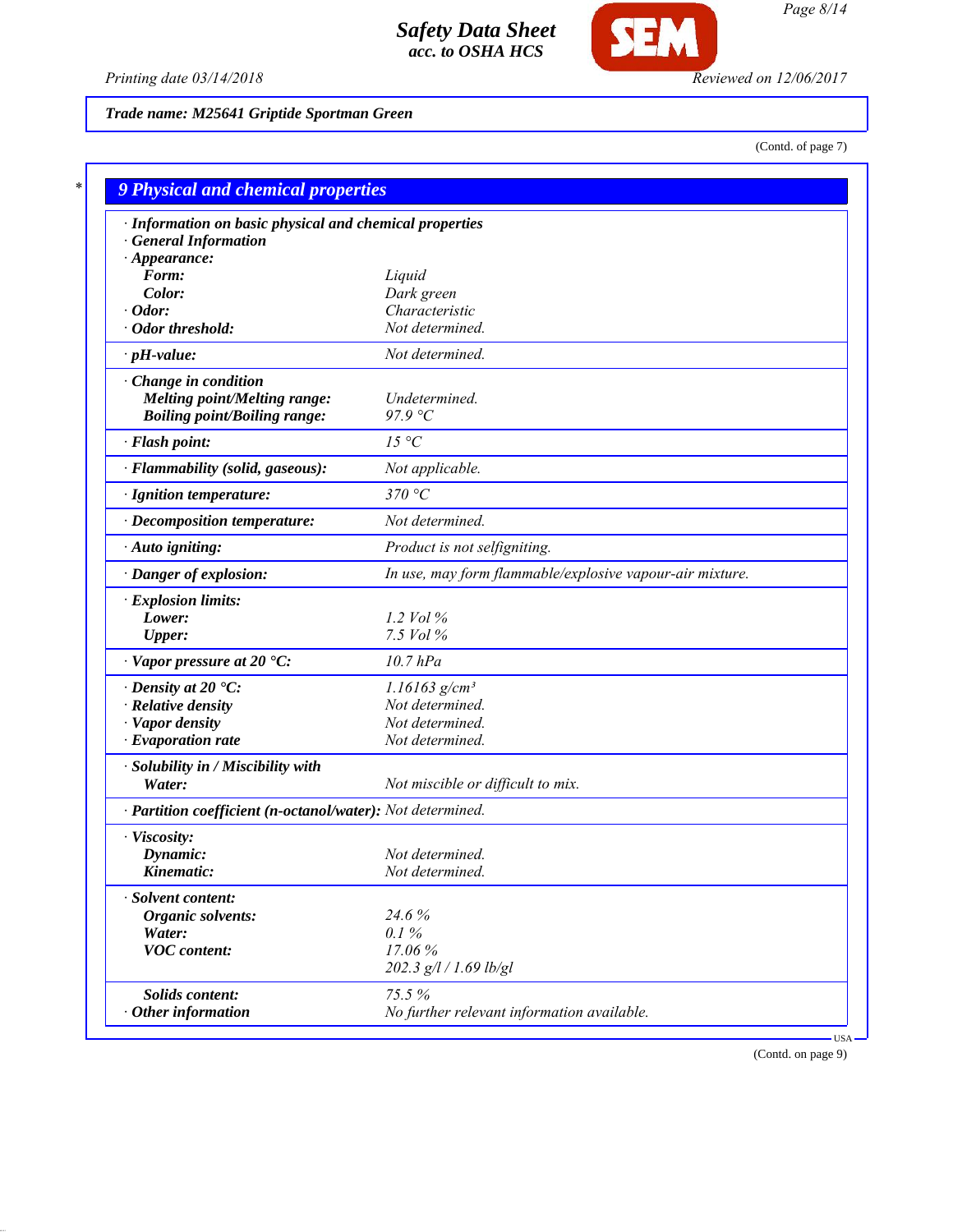**Trade name: M25641 Griptide Sportman Green**

(Contd. of page 7)

## 9 Physical and chemical properties

| Property | Value |
|---|---|
| · **Information on basic physical and chemical properties** | |
| · **General Information** | |
| · **Appearance:** | |
| **Form:** | Liquid |
| **Color:** | Dark green |
| · **Odor:** | Characteristic |
| · **Odor threshold:** | Not determined. |
| · **pH-value:** | Not determined. |
| · **Change in condition** | |
| **Melting point/Melting range:** | Undetermined. |
| **Boiling point/Boiling range:** | 97.9 °C |
| · **Flash point:** | 15 °C |
| · **Flammability (solid, gaseous):** | Not applicable. |
| · **Ignition temperature:** | 370 °C |
| · **Decomposition temperature:** | Not determined. |
| · **Auto igniting:** | Product is not selfigniting. |
| · **Danger of explosion:** | In use, may form flammable/explosive vapour-air mixture. |
| · **Explosion limits:** | |
| **Lower:** | 1.2 Vol % |
| **Upper:** | 7.5 Vol % |
| · **Vapor pressure at 20 °C:** | 10.7 hPa |
| · **Density at 20 °C:** | 1.16163 g/cm³ |
| · **Relative density** | Not determined. |
| · **Vapor density** | Not determined. |
| · **Evaporation rate** | Not determined. |
| · **Solubility in / Miscibility with** | |
| **Water:** | Not miscible or difficult to mix. |
| · **Partition coefficient (n-octanol/water):** | Not determined. |
| · **Viscosity:** | |
| **Dynamic:** | Not determined. |
| **Kinematic:** | Not determined. |
| · **Solvent content:** | |
| **Organic solvents:** | 24.6 % |
| **Water:** | 0.1 % |
| **VOC content:** | 17.06 % |
| | 202.3 g/l / 1.69 lb/gl |
| **Solids content:** | 75.5 % |
| · **Other information** | No further relevant information available. |

(Contd. on page 9)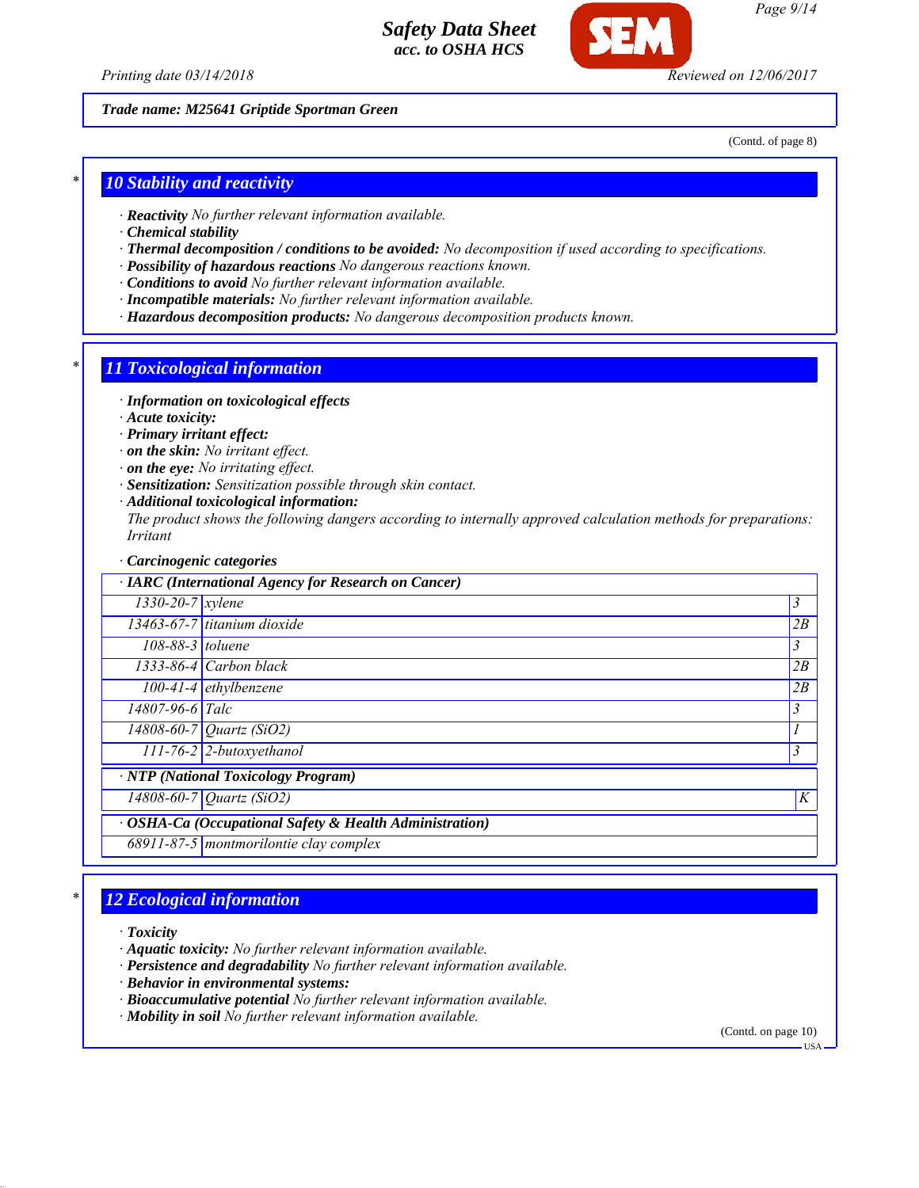Trade name: M25641 Griptide Sportman Green

(Contd. of page 8)

## 10 Stability and reactivity

- **Reactivity** No further relevant information available.
- **Chemical stability**
- **Thermal decomposition / conditions to be avoided:** No decomposition if used according to specifications.
- **Possibility of hazardous reactions** No dangerous reactions known.
- **Conditions to avoid** No further relevant information available.
- **Incompatible materials:** No further relevant information available.
- **Hazardous decomposition products:** No dangerous decomposition products known.

## 11 Toxicological information

- **Information on toxicological effects**
- **Acute toxicity:**
- **Primary irritant effect:**
- **on the skin:** No irritant effect.
- **on the eye:** No irritating effect.
- **Sensitization:** Sensitization possible through skin contact.
- **Additional toxicological information:**
  The product shows the following dangers according to internally approved calculation methods for preparations:
  Irritant

- **Carcinogenic categories**

| IARC (International Agency for Research on Cancer) | | |
|---|---|---|
| 1330-20-7 | xylene | 3 |
| 13463-67-7 | titanium dioxide | 2B |
| 108-88-3 | toluene | 3 |
| 1333-86-4 | Carbon black | 2B |
| 100-41-4 | ethylbenzene | 2B |
| 14807-96-6 | Talc | 3 |
| 14808-60-7 | Quartz ($SiO_2$) | 1 |
| 111-76-2 | 2-butoxyethanol | 3 |

| NTP (National Toxicology Program) | | |
|---|---|---|
| 14808-60-7 | Quartz ($SiO_2$) | K |

| OSHA-Ca (Occupational Safety & Health Administration) | |
|---|---|
| 68911-87-5 | montmorilontie clay complex |

## 12 Ecological information

- **Toxicity**
- **Aquatic toxicity:** No further relevant information available.
- **Persistence and degradability** No further relevant information available.
- **Behavior in environmental systems:**
- **Bioaccumulative potential** No further relevant information available.
- **Mobility in soil** No further relevant information available.

(Contd. on page 10)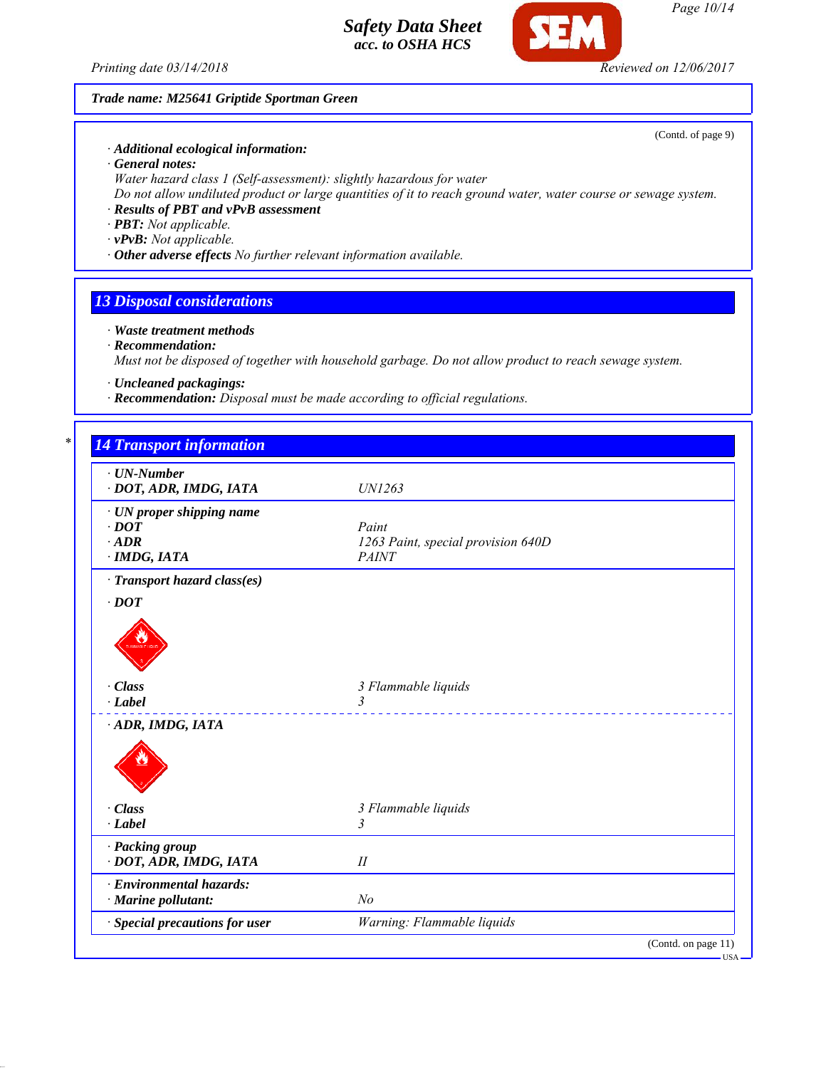*Trade name: M25641 Griptide Sportman Green*

(Contd. of page 9)

· **Additional ecological information:**
· **General notes:**
*Water hazard class 1 (Self-assessment): slightly hazardous for water*
*Do not allow undiluted product or large quantities of it to reach ground water, water course or sewage system.*
· **Results of PBT and vPvB assessment**
· **PBT:** *Not applicable.*
· **vPvB:** *Not applicable.*
· **Other adverse effects** *No further relevant information available.*

## 13 Disposal considerations

· **Waste treatment methods**
· **Recommendation:**
*Must not be disposed of together with household garbage. Do not allow product to reach sewage system.*

· **Uncleaned packagings:**
· **Recommendation:** *Disposal must be made according to official regulations.*

## 14 Transport information

| | |
|---|---|
| · **UN-Number** | |
| · **DOT, ADR, IMDG, IATA** | UN1263 |
| · **UN proper shipping name** | |
| · **DOT** | Paint |
| · **ADR** | 1263 Paint, special provision 640D |
| · **IMDG, IATA** | PAINT |
| · **Transport hazard class(es)** | |
| · **DOT** | |
| · **Class** | 3 Flammable liquids |
| · **Label** | 3 |
| · **ADR, IMDG, IATA** | |
| · **Class** | 3 Flammable liquids |
| · **Label** | 3 |
| · **Packing group** | |
| · **DOT, ADR, IMDG, IATA** | II |
| · **Environmental hazards:** | |
| · **Marine pollutant:** | No |
| · **Special precautions for user** | Warning: Flammable liquids |

(Contd. on page 11)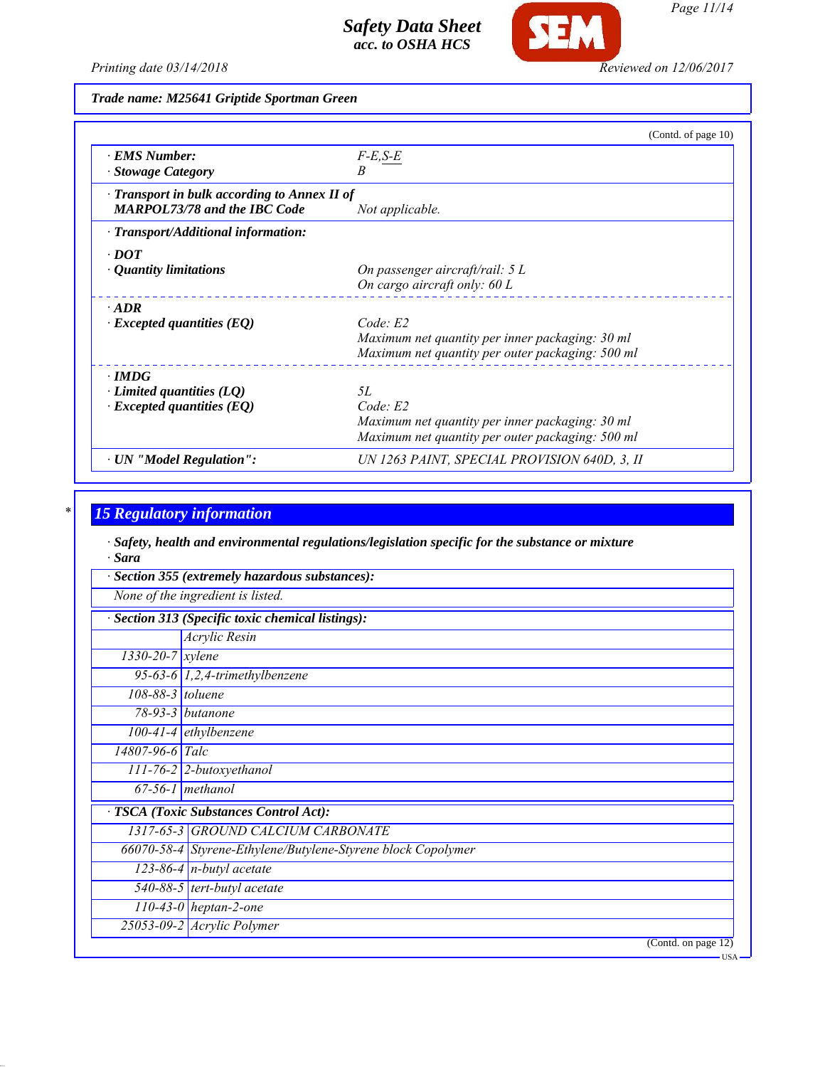Trade name: M25641 Griptide Sportman Green

(Contd. of page 10)

| | |
|---|---|
| · **EMS Number:** | F-E,S-E |
| · **Stowage Category** | B |
| · **Transport in bulk according to Annex II of MARPOL73/78 and the IBC Code** | Not applicable. |
| · **Transport/Additional information:** | |
| · **DOT** | |
| · **Quantity limitations** | On passenger aircraft/rail: 5 L<br>On cargo aircraft only: 60 L |
| · **ADR** | |
| · **Excepted quantities (EQ)** | Code: E2<br>Maximum net quantity per inner packaging: 30 ml<br>Maximum net quantity per outer packaging: 500 ml |
| · **IMDG** | |
| · **Limited quantities (LQ)** | 5L |
| · **Excepted quantities (EQ)** | Code: E2<br>Maximum net quantity per inner packaging: 30 ml<br>Maximum net quantity per outer packaging: 500 ml |
| · **UN "Model Regulation":** | UN 1263 PAINT, SPECIAL PROVISION 640D, 3, II |

## 15 Regulatory information

· **Safety, health and environmental regulations/legislation specific for the substance or mixture**

· **Sara**

· **Section 355 (extremely hazardous substances):**

None of the ingredient is listed.

· **Section 313 (Specific toxic chemical listings):**

| | |
|---|---|
| | Acrylic Resin |
| 1330-20-7 | xylene |
| 95-63-6 | 1,2,4-trimethylbenzene |
| 108-88-3 | toluene |
| 78-93-3 | butanone |
| 100-41-4 | ethylbenzene |
| 14807-96-6 | Talc |
| 111-76-2 | 2-butoxyethanol |
| 67-56-1 | methanol |

· **TSCA (Toxic Substances Control Act):**

| | |
|---|---|
| 1317-65-3 | GROUND CALCIUM CARBONATE |
| 66070-58-4 | Styrene-Ethylene/Butylene-Styrene block Copolymer |
| 123-86-4 | n-butyl acetate |
| 540-88-5 | tert-butyl acetate |
| 110-43-0 | heptan-2-one |
| 25053-09-2 | Acrylic Polymer |

(Contd. on page 12)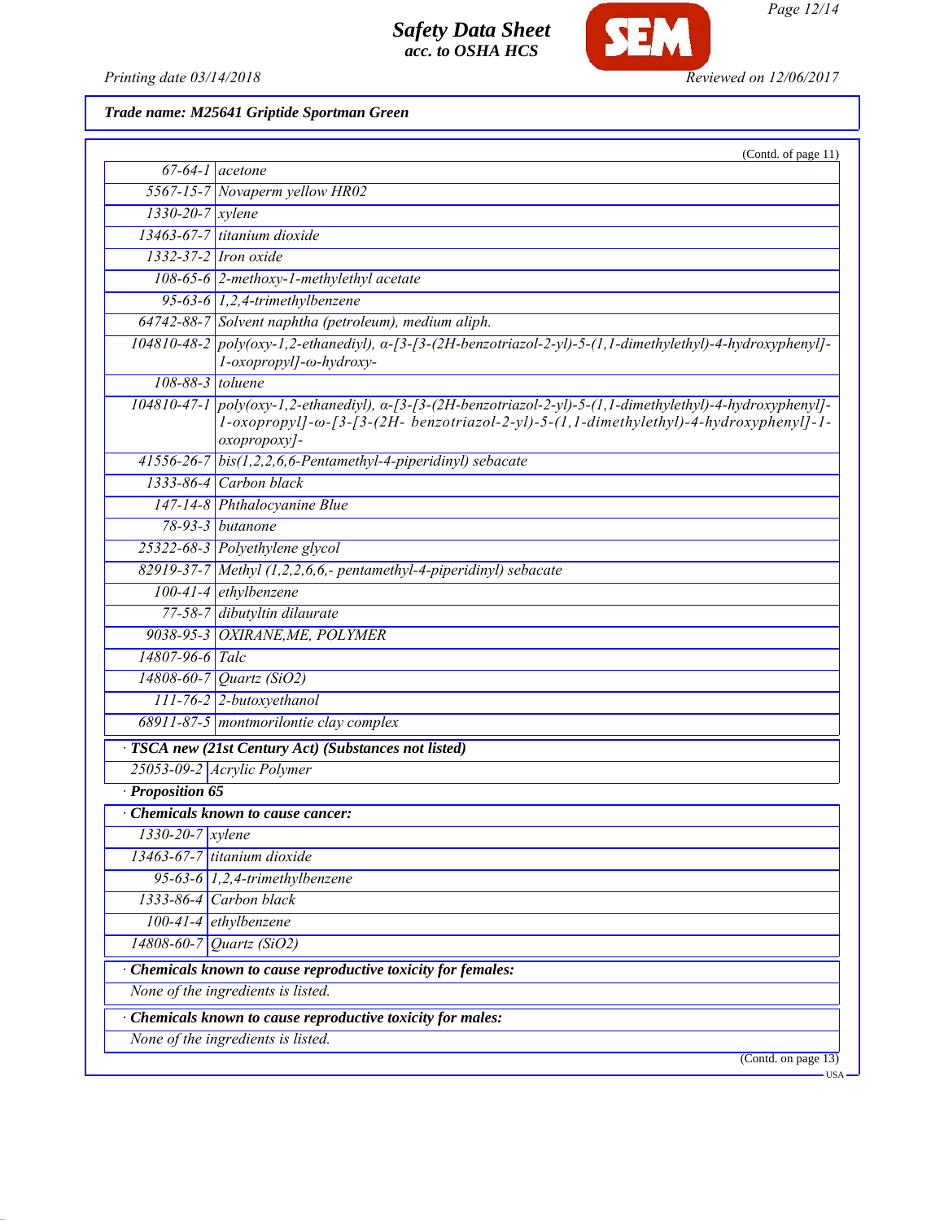**Trade name: M25641 Griptide Sportman Green**

(Contd. of page 11)

| | |
|---|---|
| 67-64-1 | acetone |
| 5567-15-7 | Novaperm yellow HR02 |
| 1330-20-7 | xylene |
| 13463-67-7 | titanium dioxide |
| 1332-37-2 | Iron oxide |
| 108-65-6 | 2-methoxy-1-methylethyl acetate |
| 95-63-6 | 1,2,4-trimethylbenzene |
| 64742-88-7 | Solvent naphtha (petroleum), medium aliph. |
| 104810-48-2 | poly(oxy-1,2-ethanediyl), α-[3-[3-(2H-benzotriazol-2-yl)-5-(1,1-dimethylethyl)-4-hydroxyphenyl]-1-oxopropyl]-ω-hydroxy- |
| 108-88-3 | toluene |
| 104810-47-1 | poly(oxy-1,2-ethanediyl), α-[3-[3-(2H-benzotriazol-2-yl)-5-(1,1-dimethylethyl)-4-hydroxyphenyl]-1-oxopropyl]-ω-[3-[3-(2H- benzotriazol-2-yl)-5-(1,1-dimethylethyl)-4-hydroxyphenyl]-1-oxopropoxy]- |
| 41556-26-7 | bis(1,2,2,6,6-Pentamethyl-4-piperidinyl) sebacate |
| 1333-86-4 | Carbon black |
| 147-14-8 | Phthalocyanine Blue |
| 78-93-3 | butanone |
| 25322-68-3 | Polyethylene glycol |
| 82919-37-7 | Methyl (1,2,2,6,6,- pentamethyl-4-piperidinyl) sebacate |
| 100-41-4 | ethylbenzene |
| 77-58-7 | dibutyltin dilaurate |
| 9038-95-3 | OXIRANE,ME, POLYMER |
| 14807-96-6 | Talc |
| 14808-60-7 | Quartz ($SiO_2$) |
| 111-76-2 | 2-butoxyethanol |
| 68911-87-5 | montmorilontie clay complex |

**· TSCA new (21st Century Act) (Substances not listed)**

| | |
|---|---|
| 25053-09-2 | Acrylic Polymer |

**· Proposition 65**

**· Chemicals known to cause cancer:**

| | |
|---|---|
| 1330-20-7 | xylene |
| 13463-67-7 | titanium dioxide |
| 95-63-6 | 1,2,4-trimethylbenzene |
| 1333-86-4 | Carbon black |
| 100-41-4 | ethylbenzene |
| 14808-60-7 | Quartz ($SiO_2$) |

**· Chemicals known to cause reproductive toxicity for females:**

None of the ingredients is listed.

**· Chemicals known to cause reproductive toxicity for males:**

None of the ingredients is listed.

(Contd. on page 13)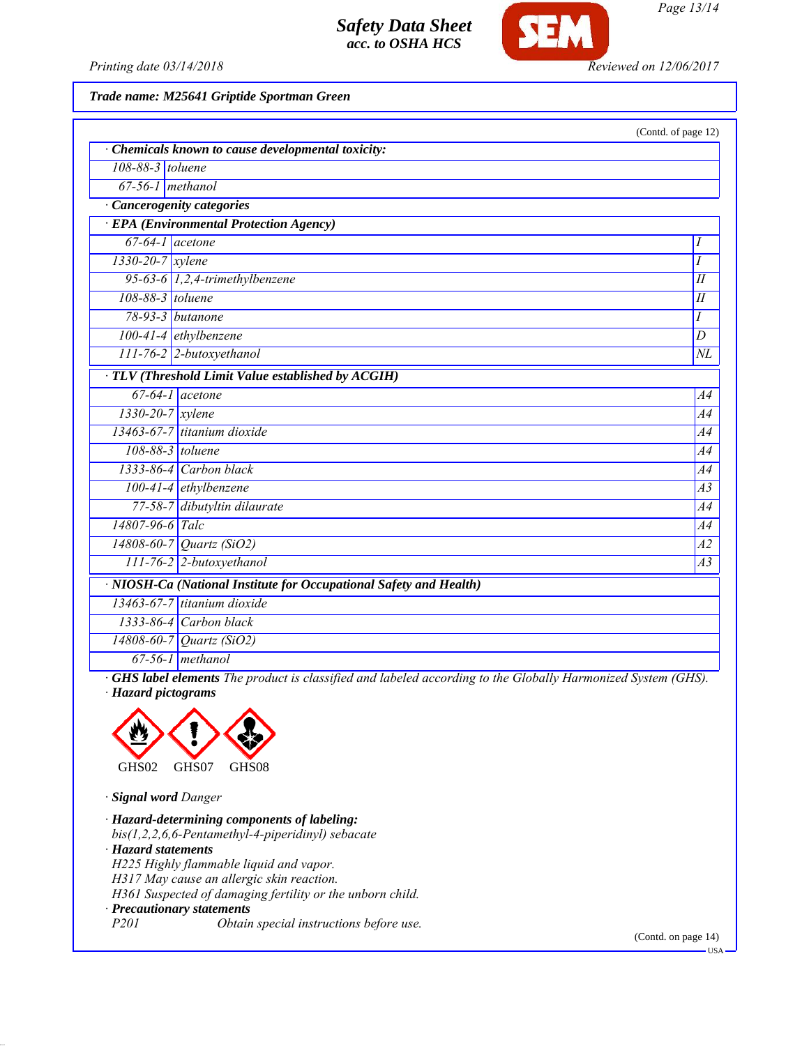**Trade name: M25641 Griptide Sportman Green**

(Contd. of page 12)

· **Chemicals known to cause developmental toxicity:**

| | |
|---|---|
| 108-88-3 | toluene |
| 67-56-1 | methanol |

· **Cancerogenity categories**

· **EPA (Environmental Protection Agency)**

| | | |
|---|---|---|
| 67-64-1 | acetone | I |
| 1330-20-7 | xylene | I |
| 95-63-6 | 1,2,4-trimethylbenzene | II |
| 108-88-3 | toluene | II |
| 78-93-3 | butanone | I |
| 100-41-4 | ethylbenzene | D |
| 111-76-2 | 2-butoxyethanol | NL |

· **TLV (Threshold Limit Value established by ACGIH)**

| | | |
|---|---|---|
| 67-64-1 | acetone | A4 |
| 1330-20-7 | xylene | A4 |
| 13463-67-7 | titanium dioxide | A4 |
| 108-88-3 | toluene | A4 |
| 1333-86-4 | Carbon black | A4 |
| 100-41-4 | ethylbenzene | A3 |
| 77-58-7 | dibutyltin dilaurate | A4 |
| 14807-96-6 | Talc | A4 |
| 14808-60-7 | Quartz ($SiO_2$) | A2 |
| 111-76-2 | 2-butoxyethanol | A3 |

· **NIOSH-Ca (National Institute for Occupational Safety and Health)**

| | |
|---|---|
| 13463-67-7 | titanium dioxide |
| 1333-86-4 | Carbon black |
| 14808-60-7 | Quartz ($SiO_2$) |
| 67-56-1 | methanol |

· **GHS label elements** The product is classified and labeled according to the Globally Harmonized System (GHS).

· **Hazard pictograms**

GHS02 GHS07 GHS08

· **Signal word** Danger

· **Hazard-determining components of labeling:**
bis(1,2,2,6,6-Pentamethyl-4-piperidinyl) sebacate

· **Hazard statements**
H225 Highly flammable liquid and vapor.
H317 May cause an allergic skin reaction.
H361 Suspected of damaging fertility or the unborn child.

· **Precautionary statements**
P201 Obtain special instructions before use.

(Contd. on page 14)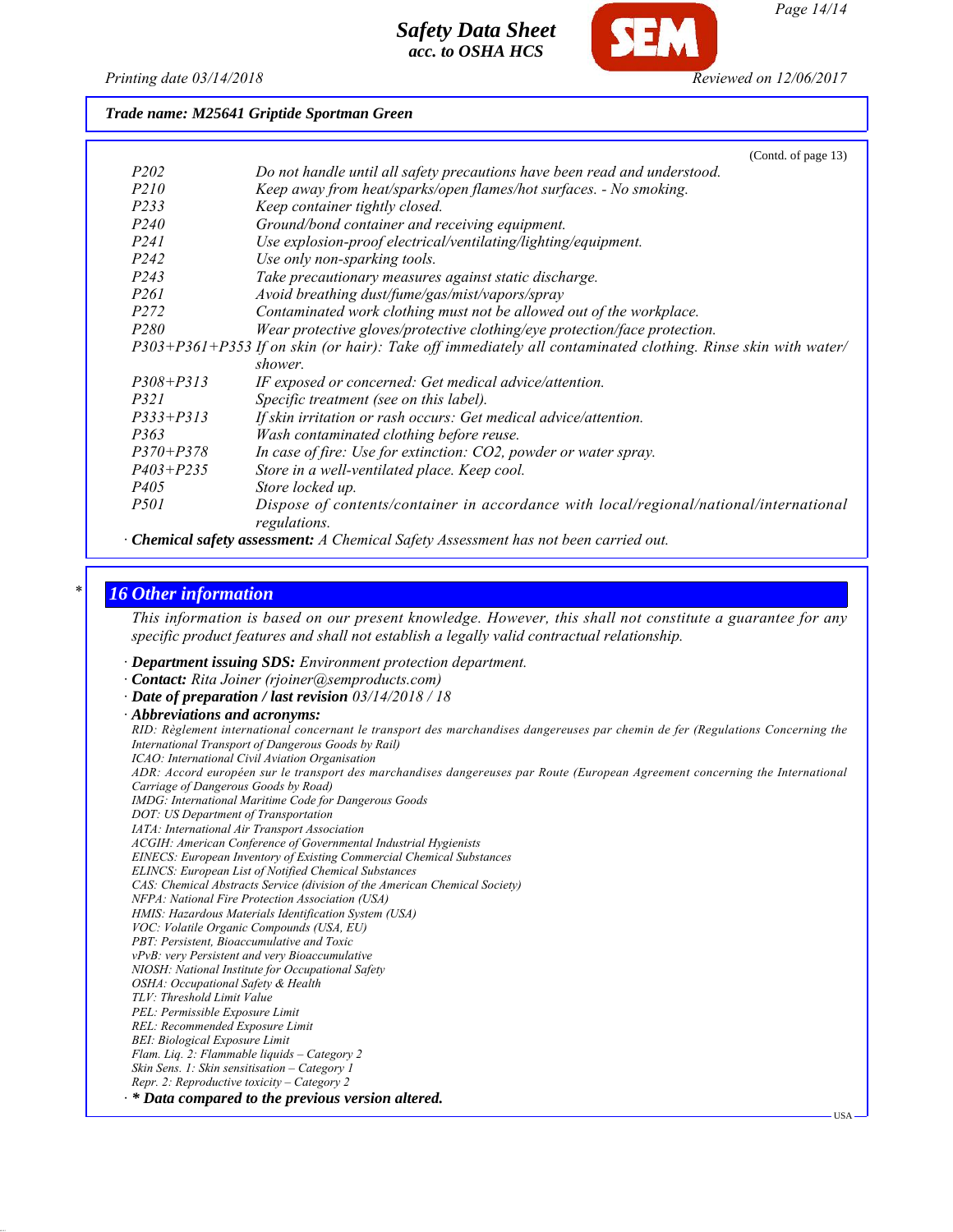**Trade name: M25641 Griptide Sportman Green**

(Contd. of page 13)

| | |
|---|---|
| P202 | Do not handle until all safety precautions have been read and understood. |
| P210 | Keep away from heat/sparks/open flames/hot surfaces. - No smoking. |
| P233 | Keep container tightly closed. |
| P240 | Ground/bond container and receiving equipment. |
| P241 | Use explosion-proof electrical/ventilating/lighting/equipment. |
| P242 | Use only non-sparking tools. |
| P243 | Take precautionary measures against static discharge. |
| P261 | Avoid breathing dust/fume/gas/mist/vapors/spray |
| P272 | Contaminated work clothing must not be allowed out of the workplace. |
| P280 | Wear protective gloves/protective clothing/eye protection/face protection. |
| P303+P361+P353 | If on skin (or hair): Take off immediately all contaminated clothing. Rinse skin with water/shower. |
| P308+P313 | IF exposed or concerned: Get medical advice/attention. |
| P321 | Specific treatment (see on this label). |
| P333+P313 | If skin irritation or rash occurs: Get medical advice/attention. |
| P363 | Wash contaminated clothing before reuse. |
| P370+P378 | In case of fire: Use for extinction: CO2, powder or water spray. |
| P403+P235 | Store in a well-ventilated place. Keep cool. |
| P405 | Store locked up. |
| P501 | Dispose of contents/container in accordance with local/regional/national/international regulations. |

· **Chemical safety assessment:** A Chemical Safety Assessment has not been carried out.

## * 16 Other information

This information is based on our present knowledge. However, this shall not constitute a guarantee for any specific product features and shall not establish a legally valid contractual relationship.

· **Department issuing SDS:** Environment protection department.
· **Contact:** Rita Joiner (rjoiner@semproducts.com)
· **Date of preparation / last revision** 03/14/2018 / 18
· **Abbreviations and acronyms:**

RID: Règlement international concernant le transport des marchandises dangereuses par chemin de fer (Regulations Concerning the International Transport of Dangerous Goods by Rail)
ICAO: International Civil Aviation Organisation
ADR: Accord européen sur le transport des marchandises dangereuses par Route (European Agreement concerning the International Carriage of Dangerous Goods by Road)
IMDG: International Maritime Code for Dangerous Goods
DOT: US Department of Transportation
IATA: International Air Transport Association
ACGIH: American Conference of Governmental Industrial Hygienists
EINECS: European Inventory of Existing Commercial Chemical Substances
ELINCS: European List of Notified Chemical Substances
CAS: Chemical Abstracts Service (division of the American Chemical Society)
NFPA: National Fire Protection Association (USA)
HMIS: Hazardous Materials Identification System (USA)
VOC: Volatile Organic Compounds (USA, EU)
PBT: Persistent, Bioaccumulative and Toxic
vPvB: very Persistent and very Bioaccumulative
NIOSH: National Institute for Occupational Safety
OSHA: Occupational Safety & Health
TLV: Threshold Limit Value
PEL: Permissible Exposure Limit
REL: Recommended Exposure Limit
BEI: Biological Exposure Limit
Flam. Liq. 2: Flammable liquids – Category 2
Skin Sens. 1: Skin sensitisation – Category 1
Repr. 2: Reproductive toxicity – Category 2

· **\* Data compared to the previous version altered.**

USA